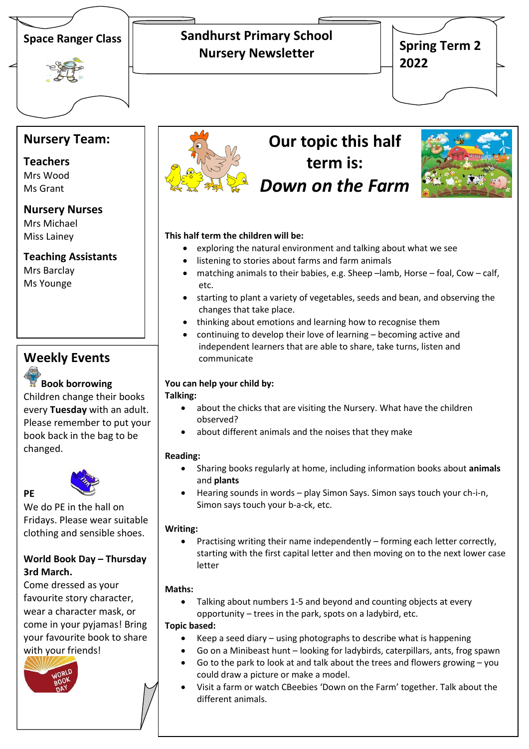**Space Ranger Class**

# Sandhurst Primary School Nursery Newsletter

**Spring Term 2 2022**

## Nursery Team:

**Teachers**
Mrs Wood
Ms Grant

**Nursery Nurses**
Mrs Michael
Miss Lainey

**Teaching Assistants**
Mrs Barclay
Ms Younge

## Weekly Events

**Book borrowing**
Children change their books every **Tuesday** with an adult. Please remember to put your book back in the bag to be changed.

**PE**
We do PE in the hall on Fridays. Please wear suitable clothing and sensible shoes.

**World Book Day – Thursday 3rd March.**
Come dressed as your favourite story character, wear a character mask, or come in your pyjamas! Bring your favourite book to share with your friends!

## Our topic this half term is: *Down on the Farm*

**This half term the children will be:**

- exploring the natural environment and talking about what we see
- listening to stories about farms and farm animals
- matching animals to their babies, e.g. Sheep –lamb, Horse – foal, Cow – calf, etc.
- starting to plant a variety of vegetables, seeds and bean, and observing the changes that take place.
- thinking about emotions and learning how to recognise them
- continuing to develop their love of learning – becoming active and independent learners that are able to share, take turns, listen and communicate

**You can help your child by:**

**Talking:**

- about the chicks that are visiting the Nursery. What have the children observed?
- about different animals and the noises that they make

**Reading:**

- Sharing books regularly at home, including information books about **animals** and **plants**
- Hearing sounds in words – play Simon Says. Simon says touch your ch-i-n, Simon says touch your b-a-ck, etc.

**Writing:**

- Practising writing their name independently – forming each letter correctly, starting with the first capital letter and then moving on to the next lower case letter

**Maths:**

- Talking about numbers 1-5 and beyond and counting objects at every opportunity – trees in the park, spots on a ladybird, etc.

**Topic based:**

- Keep a seed diary – using photographs to describe what is happening
- Go on a Minibeast hunt – looking for ladybirds, caterpillars, ants, frog spawn
- Go to the park to look at and talk about the trees and flowers growing – you could draw a picture or make a model.
- Visit a farm or watch CBeebies 'Down on the Farm' together. Talk about the different animals.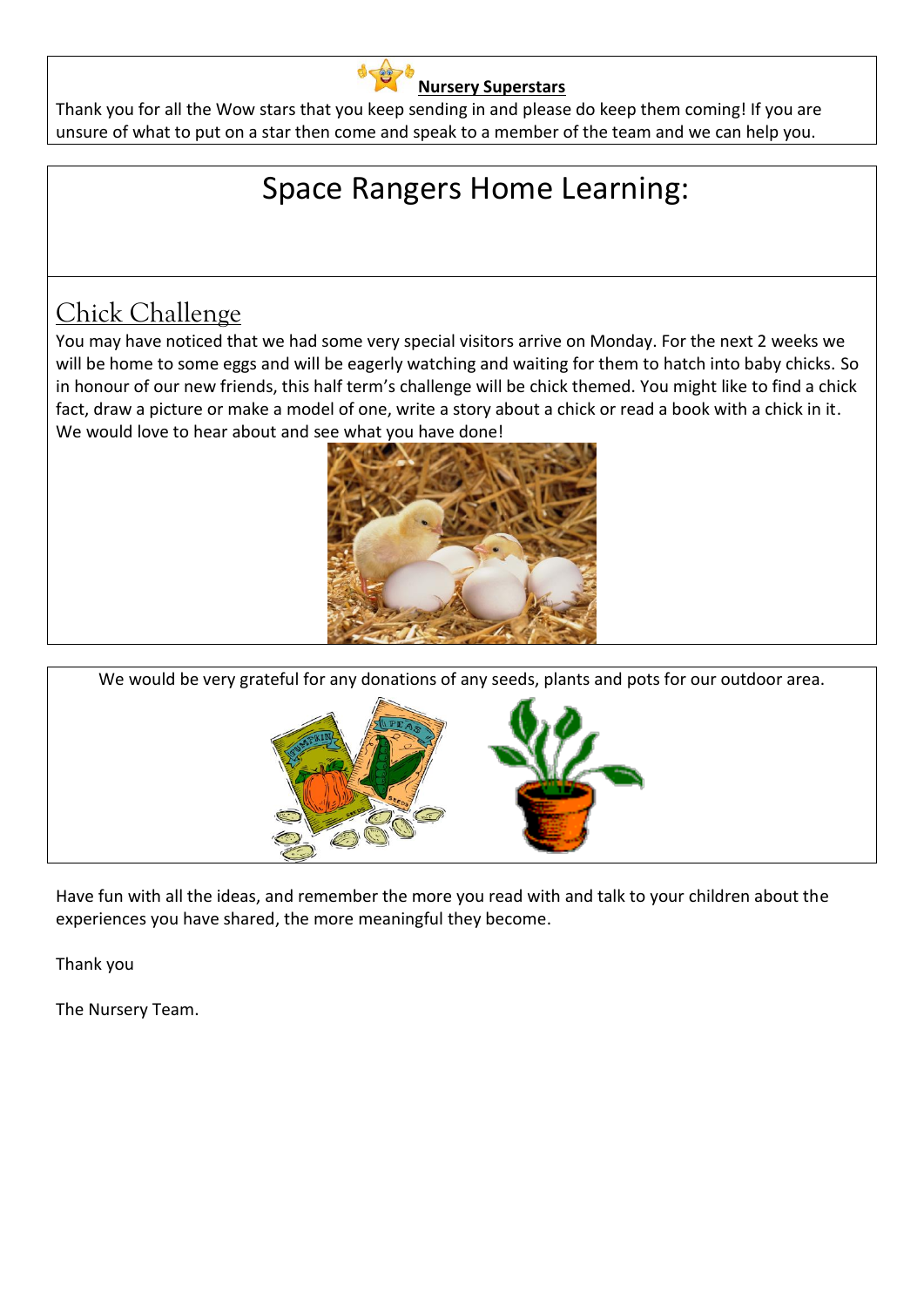**Nursery Superstars**

Thank you for all the Wow stars that you keep sending in and please do keep them coming! If you are unsure of what to put on a star then come and speak to a member of the team and we can help you.

# Space Rangers Home Learning:

## Chick Challenge

You may have noticed that we had some very special visitors arrive on Monday. For the next 2 weeks we will be home to some eggs and will be eagerly watching and waiting for them to hatch into baby chicks. So in honour of our new friends, this half term's challenge will be chick themed. You might like to find a chick fact, draw a picture or make a model of one, write a story about a chick or read a book with a chick in it. We would love to hear about and see what you have done!

We would be very grateful for any donations of any seeds, plants and pots for our outdoor area.

Have fun with all the ideas, and remember the more you read with and talk to your children about the experiences you have shared, the more meaningful they become.

Thank you

The Nursery Team.